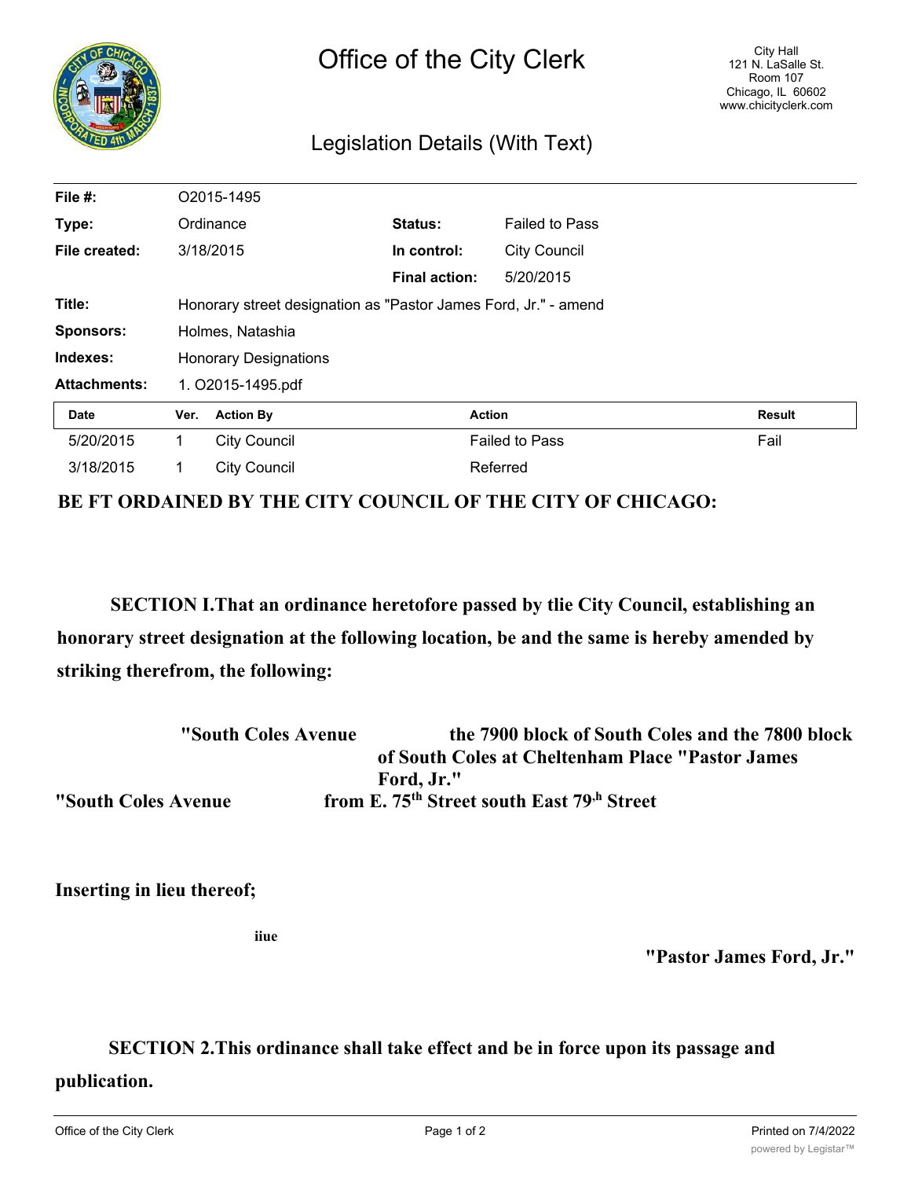# Office of the City Clerk

City Hall
121 N. LaSalle St.
Room 107
Chicago, IL 60602
www.chicityclerk.com

## Legislation Details (With Text)

| | | | |
|---|---|---|---|
| **File #:** | O2015-1495 | | |
| **Type:** | Ordinance | **Status:** | Failed to Pass |
| **File created:** | 3/18/2015 | **In control:** | City Council |
| | | **Final action:** | 5/20/2015 |
| **Title:** | Honorary street designation as "Pastor James Ford, Jr." - amend | | |
| **Sponsors:** | Holmes, Natashia | | |
| **Indexes:** | Honorary Designations | | |
| **Attachments:** | 1. O2015-1495.pdf | | |

| Date | Ver. | Action By | Action | Result |
|---|---|---|---|---|
| 5/20/2015 | 1 | City Council | Failed to Pass | Fail |
| 3/18/2015 | 1 | City Council | Referred | |

**BE FT ORDAINED BY THE CITY COUNCIL OF THE CITY OF CHICAGO:**

**SECTION I.That an ordinance heretofore passed by tlie City Council, establishing an honorary street designation at the following location, be and the same is hereby amended by striking therefrom, the following:**

**"South Coles Avenue the 7900 block of South Coles and the 7800 block of South Coles at Cheltenham Place "Pastor James Ford, Jr."**

**"South Coles Avenue from E. 75th Street south East 79th Street**

**Inserting in lieu thereof;**

**iiue**

**"Pastor James Ford, Jr."**

**SECTION 2.This ordinance shall take effect and be in force upon its passage and publication.**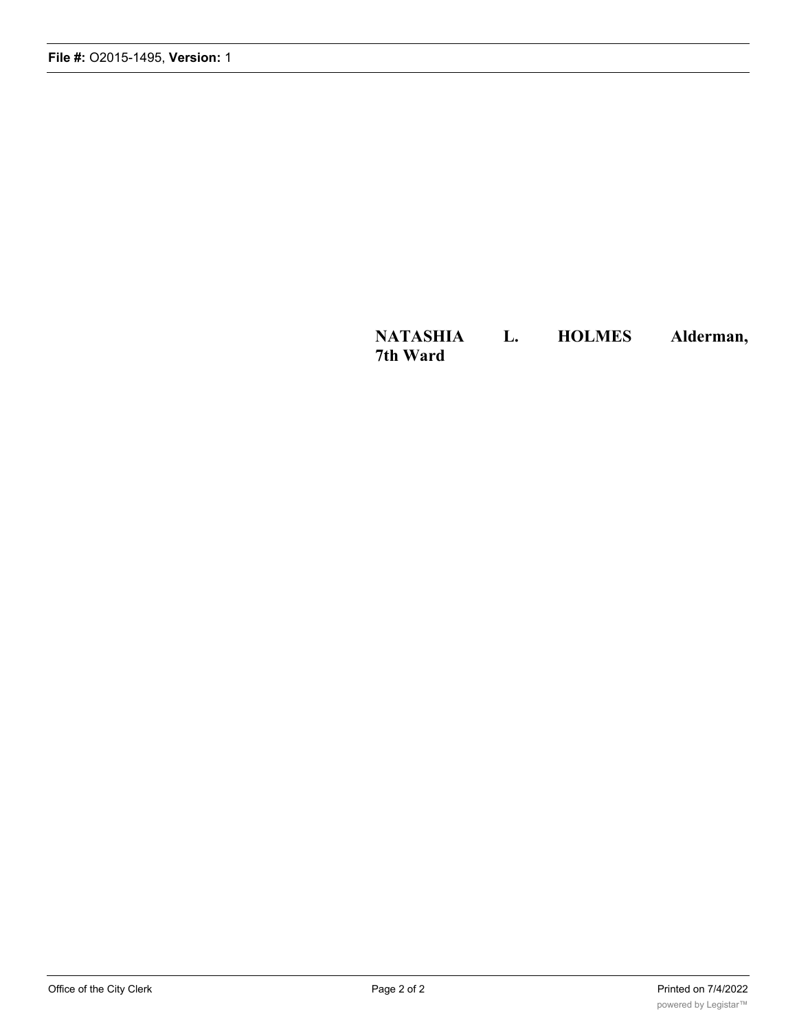**NATASHIA L. HOLMES Alderman, 7th Ward**